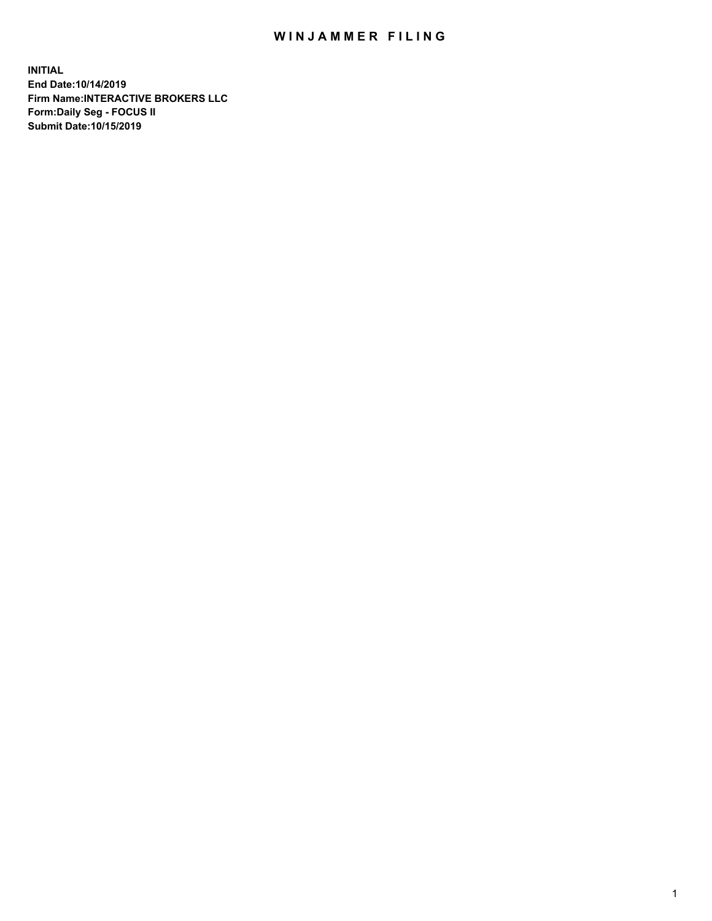# WINJAMMER FILING

**INITIAL**
**End Date:10/14/2019**
**Firm Name:INTERACTIVE BROKERS LLC**
**Form:Daily Seg - FOCUS II**
**Submit Date:10/15/2019**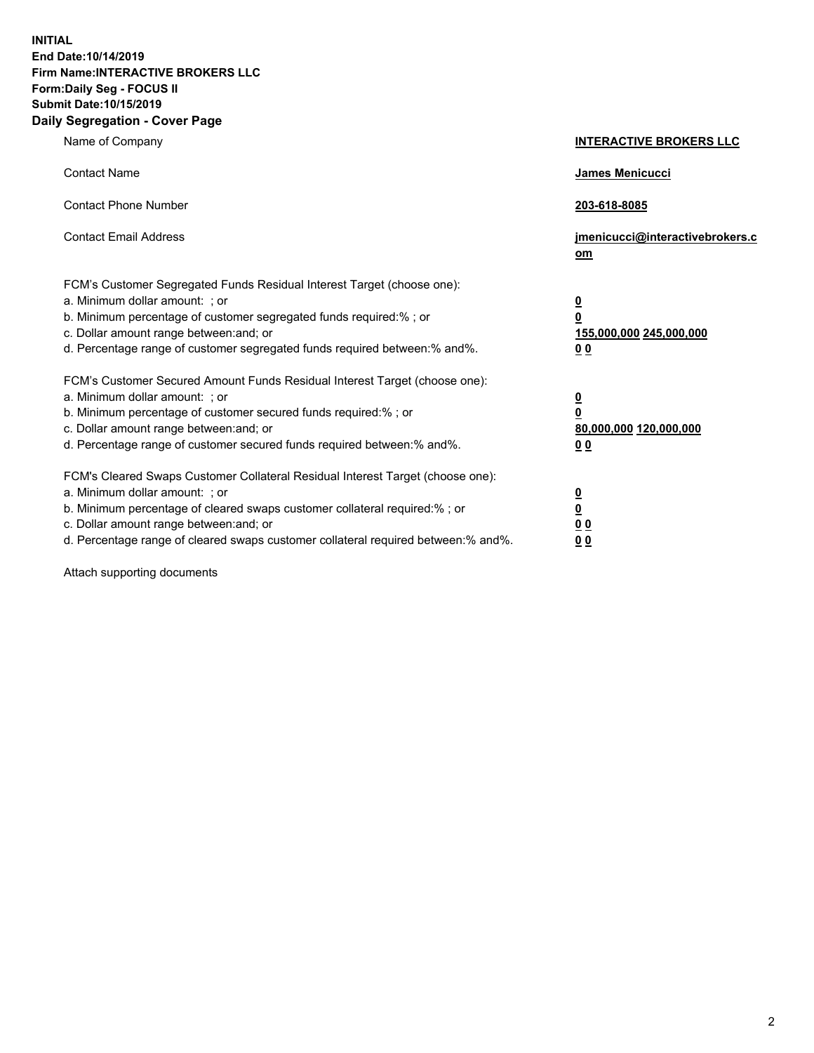**INITIAL**
**End Date:10/14/2019**
**Firm Name:INTERACTIVE BROKERS LLC**
**Form:Daily Seg - FOCUS II**
**Submit Date:10/15/2019**

## Daily Segregation - Cover Page

| | |
|---|---|
| Name of Company | **INTERACTIVE BROKERS LLC** |
| Contact Name | **James Menicucci** |
| Contact Phone Number | **203-618-8085** |
| Contact Email Address | **jmenicucci@interactivebrokers.com** |

FCM's Customer Segregated Funds Residual Interest Target (choose one):

| | |
|---|---|
| a. Minimum dollar amount: ; or | **0** |
| b. Minimum percentage of customer segregated funds required:% ; or | **0** |
| c. Dollar amount range between:and; or | **155,000,000** **245,000,000** |
| d. Percentage range of customer segregated funds required between:% and%. | **0** **0** |

FCM's Customer Secured Amount Funds Residual Interest Target (choose one):

| | |
|---|---|
| a. Minimum dollar amount: ; or | **0** |
| b. Minimum percentage of customer secured funds required:% ; or | **0** |
| c. Dollar amount range between:and; or | **80,000,000** **120,000,000** |
| d. Percentage range of customer secured funds required between:% and%. | **0** **0** |

FCM's Cleared Swaps Customer Collateral Residual Interest Target (choose one):

| | |
|---|---|
| a. Minimum dollar amount: ; or | **0** |
| b. Minimum percentage of cleared swaps customer collateral required:% ; or | **0** |
| c. Dollar amount range between:and; or | **0** **0** |
| d. Percentage range of cleared swaps customer collateral required between:% and%. | **0** **0** |

Attach supporting documents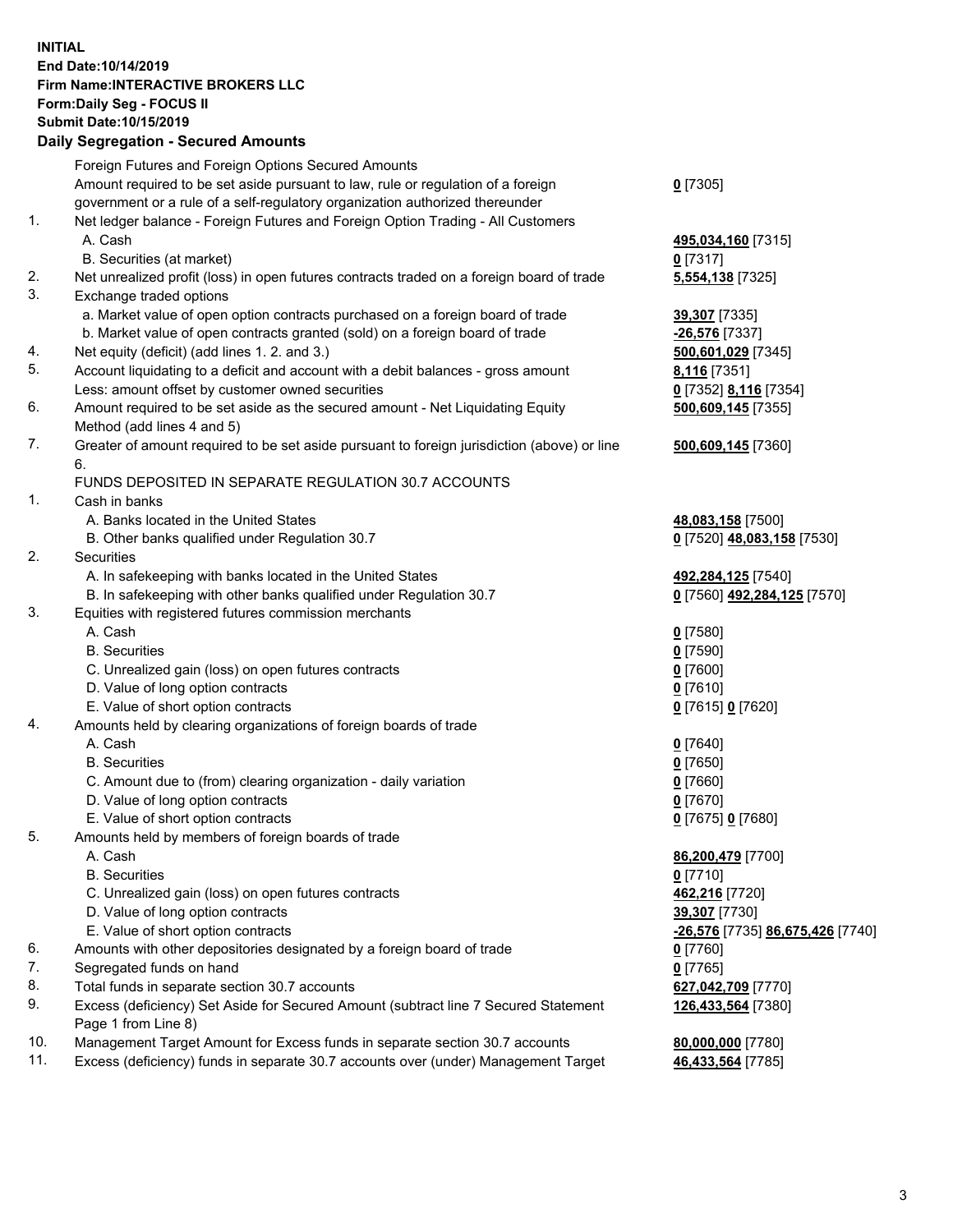**INITIAL**
**End Date:10/14/2019**
**Firm Name:INTERACTIVE BROKERS LLC**
**Form:Daily Seg - FOCUS II**
**Submit Date:10/15/2019**
**Daily Segregation - Secured Amounts**

| | | |
|---|---|---|
| | Foreign Futures and Foreign Options Secured Amounts | |
| | Amount required to be set aside pursuant to law, rule or regulation of a foreign government or a rule of a self-regulatory organization authorized thereunder | **0** [7305] |
| 1. | Net ledger balance - Foreign Futures and Foreign Option Trading - All Customers | |
| | A. Cash | **495,034,160** [7315] |
| | B. Securities (at market) | **0** [7317] |
| 2. | Net unrealized profit (loss) in open futures contracts traded on a foreign board of trade | **5,554,138** [7325] |
| 3. | Exchange traded options | |
| | a. Market value of open option contracts purchased on a foreign board of trade | **39,307** [7335] |
| | b. Market value of open contracts granted (sold) on a foreign board of trade | **-26,576** [7337] |
| 4. | Net equity (deficit) (add lines 1. 2. and 3.) | **500,601,029** [7345] |
| 5. | Account liquidating to a deficit and account with a debit balances - gross amount | **8,116** [7351] |
| | Less: amount offset by customer owned securities | **0** [7352] **8,116** [7354] |
| 6. | Amount required to be set aside as the secured amount - Net Liquidating Equity Method (add lines 4 and 5) | **500,609,145** [7355] |
| 7. | Greater of amount required to be set aside pursuant to foreign jurisdiction (above) or line 6. | **500,609,145** [7360] |
| | FUNDS DEPOSITED IN SEPARATE REGULATION 30.7 ACCOUNTS | |
| 1. | Cash in banks | |
| | A. Banks located in the United States | **48,083,158** [7500] |
| | B. Other banks qualified under Regulation 30.7 | **0** [7520] **48,083,158** [7530] |
| 2. | Securities | |
| | A. In safekeeping with banks located in the United States | **492,284,125** [7540] |
| | B. In safekeeping with other banks qualified under Regulation 30.7 | **0** [7560] **492,284,125** [7570] |
| 3. | Equities with registered futures commission merchants | |
| | A. Cash | **0** [7580] |
| | B. Securities | **0** [7590] |
| | C. Unrealized gain (loss) on open futures contracts | **0** [7600] |
| | D. Value of long option contracts | **0** [7610] |
| | E. Value of short option contracts | **0** [7615] **0** [7620] |
| 4. | Amounts held by clearing organizations of foreign boards of trade | |
| | A. Cash | **0** [7640] |
| | B. Securities | **0** [7650] |
| | C. Amount due to (from) clearing organization - daily variation | **0** [7660] |
| | D. Value of long option contracts | **0** [7670] |
| | E. Value of short option contracts | **0** [7675] **0** [7680] |
| 5. | Amounts held by members of foreign boards of trade | |
| | A. Cash | **86,200,479** [7700] |
| | B. Securities | **0** [7710] |
| | C. Unrealized gain (loss) on open futures contracts | **462,216** [7720] |
| | D. Value of long option contracts | **39,307** [7730] |
| | E. Value of short option contracts | **-26,576** [7735] **86,675,426** [7740] |
| 6. | Amounts with other depositories designated by a foreign board of trade | **0** [7760] |
| 7. | Segregated funds on hand | **0** [7765] |
| 8. | Total funds in separate section 30.7 accounts | **627,042,709** [7770] |
| 9. | Excess (deficiency) Set Aside for Secured Amount (subtract line 7 Secured Statement Page 1 from Line 8) | **126,433,564** [7380] |
| 10. | Management Target Amount for Excess funds in separate section 30.7 accounts | **80,000,000** [7780] |
| 11. | Excess (deficiency) funds in separate 30.7 accounts over (under) Management Target | **46,433,564** [7785] |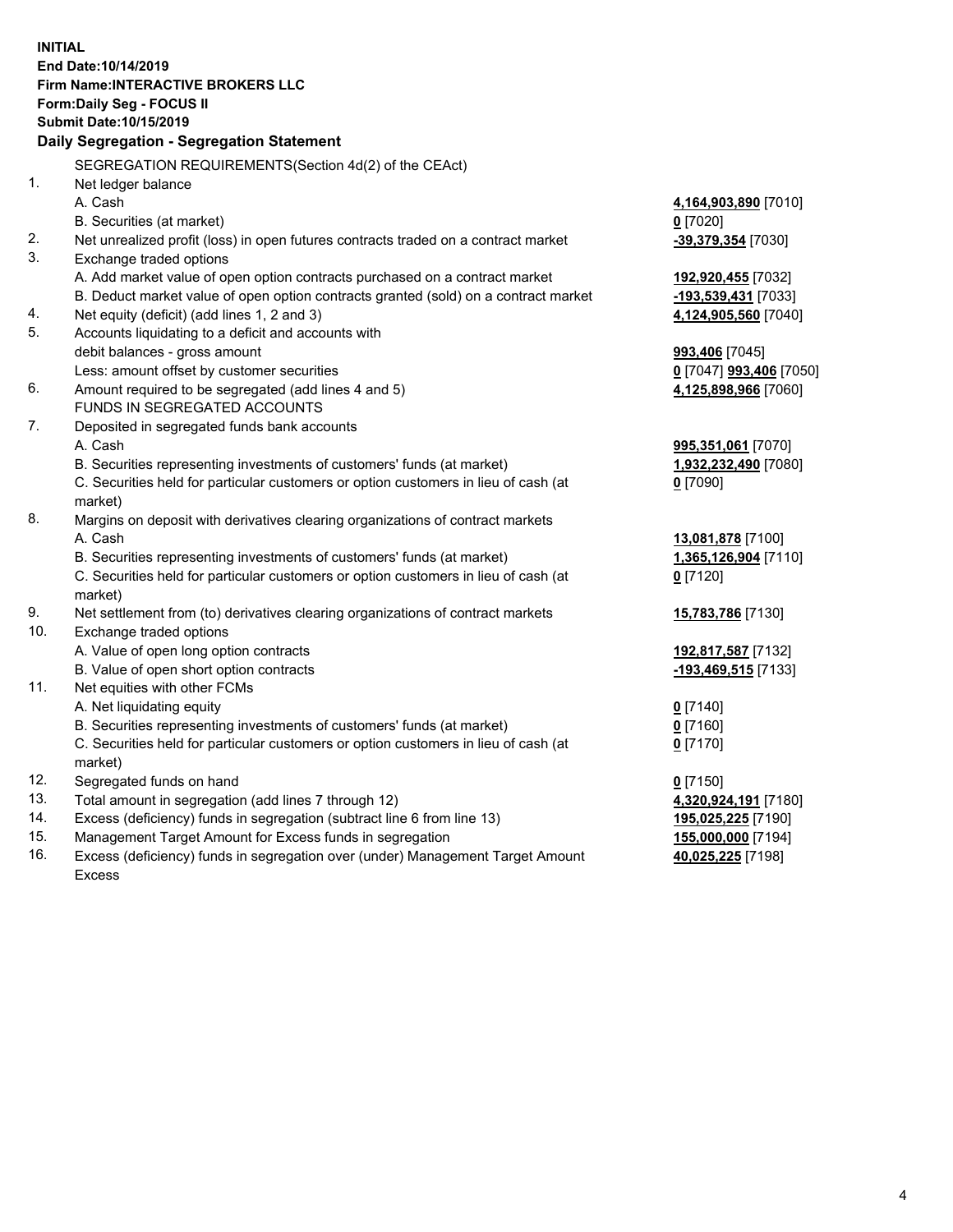**INITIAL**
**End Date:10/14/2019**
**Firm Name:INTERACTIVE BROKERS LLC**
**Form:Daily Seg - FOCUS II**
**Submit Date:10/15/2019**

**Daily Segregation - Segregation Statement**

| | | |
|---|---|---|
| | SEGREGATION REQUIREMENTS(Section 4d(2) of the CEAct) | |
| 1. | Net ledger balance | |
| | A. Cash | **4,164,903,890** [7010] |
| | B. Securities (at market) | **0** [7020] |
| 2. | Net unrealized profit (loss) in open futures contracts traded on a contract market | **-39,379,354** [7030] |
| 3. | Exchange traded options | |
| | A. Add market value of open option contracts purchased on a contract market | **192,920,455** [7032] |
| | B. Deduct market value of open option contracts granted (sold) on a contract market | **-193,539,431** [7033] |
| 4. | Net equity (deficit) (add lines 1, 2 and 3) | **4,124,905,560** [7040] |
| 5. | Accounts liquidating to a deficit and accounts with | |
| | debit balances - gross amount | **993,406** [7045] |
| | Less: amount offset by customer securities | **0** [7047] **993,406** [7050] |
| 6. | Amount required to be segregated (add lines 4 and 5) | **4,125,898,966** [7060] |
| | FUNDS IN SEGREGATED ACCOUNTS | |
| 7. | Deposited in segregated funds bank accounts | |
| | A. Cash | **995,351,061** [7070] |
| | B. Securities representing investments of customers' funds (at market) | **1,932,232,490** [7080] |
| | C. Securities held for particular customers or option customers in lieu of cash (at market) | **0** [7090] |
| 8. | Margins on deposit with derivatives clearing organizations of contract markets | |
| | A. Cash | **13,081,878** [7100] |
| | B. Securities representing investments of customers' funds (at market) | **1,365,126,904** [7110] |
| | C. Securities held for particular customers or option customers in lieu of cash (at market) | **0** [7120] |
| 9. | Net settlement from (to) derivatives clearing organizations of contract markets | **15,783,786** [7130] |
| 10. | Exchange traded options | |
| | A. Value of open long option contracts | **192,817,587** [7132] |
| | B. Value of open short option contracts | **-193,469,515** [7133] |
| 11. | Net equities with other FCMs | |
| | A. Net liquidating equity | **0** [7140] |
| | B. Securities representing investments of customers' funds (at market) | **0** [7160] |
| | C. Securities held for particular customers or option customers in lieu of cash (at market) | **0** [7170] |
| 12. | Segregated funds on hand | **0** [7150] |
| 13. | Total amount in segregation (add lines 7 through 12) | **4,320,924,191** [7180] |
| 14. | Excess (deficiency) funds in segregation (subtract line 6 from line 13) | **195,025,225** [7190] |
| 15. | Management Target Amount for Excess funds in segregation | **155,000,000** [7194] |
| 16. | Excess (deficiency) funds in segregation over (under) Management Target Amount Excess | **40,025,225** [7198] |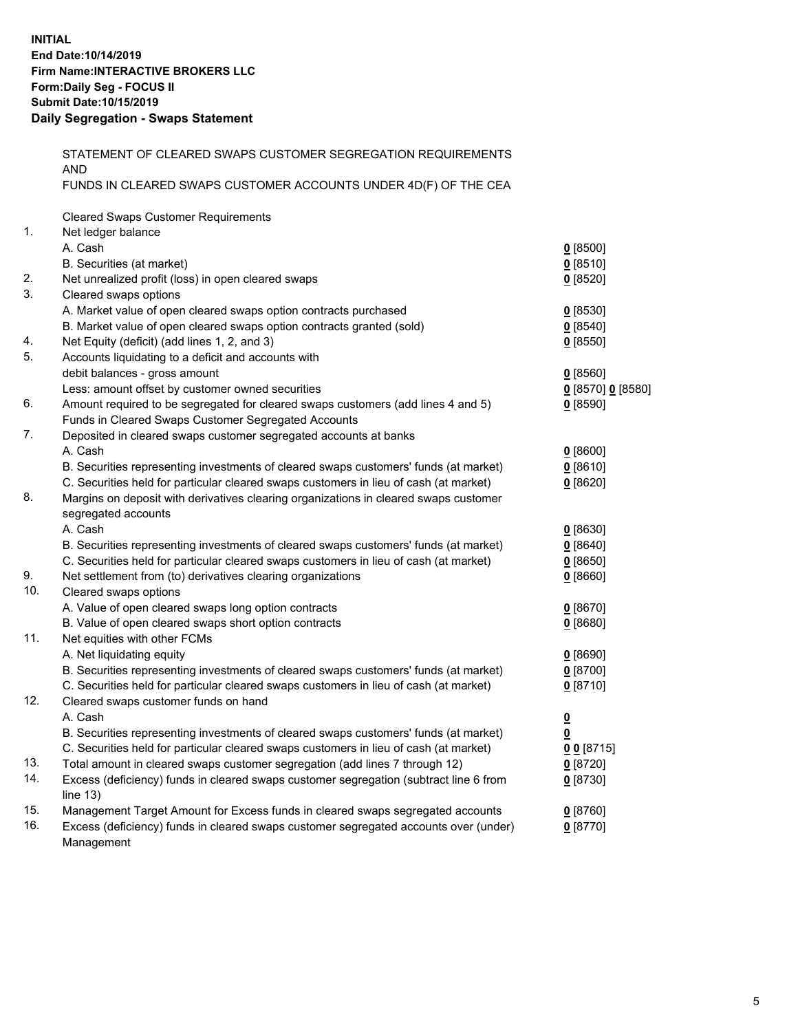**INITIAL**
**End Date:10/14/2019**
**Firm Name:INTERACTIVE BROKERS LLC**
**Form:Daily Seg - FOCUS II**
**Submit Date:10/15/2019**
**Daily Segregation - Swaps Statement**

STATEMENT OF CLEARED SWAPS CUSTOMER SEGREGATION REQUIREMENTS AND FUNDS IN CLEARED SWAPS CUSTOMER ACCOUNTS UNDER 4D(F) OF THE CEA

| | | |
|---|---|---|
| | Cleared Swaps Customer Requirements | |
| 1. | Net ledger balance | |
| | A. Cash | 0 [8500] |
| | B. Securities (at market) | 0 [8510] |
| 2. | Net unrealized profit (loss) in open cleared swaps | 0 [8520] |
| 3. | Cleared swaps options | |
| | A. Market value of open cleared swaps option contracts purchased | 0 [8530] |
| | B. Market value of open cleared swaps option contracts granted (sold) | 0 [8540] |
| 4. | Net Equity (deficit) (add lines 1, 2, and 3) | 0 [8550] |
| 5. | Accounts liquidating to a deficit and accounts with | |
| | debit balances - gross amount | 0 [8560] |
| | Less: amount offset by customer owned securities | 0 [8570] 0 [8580] |
| 6. | Amount required to be segregated for cleared swaps customers (add lines 4 and 5) | 0 [8590] |
| | Funds in Cleared Swaps Customer Segregated Accounts | |
| 7. | Deposited in cleared swaps customer segregated accounts at banks | |
| | A. Cash | 0 [8600] |
| | B. Securities representing investments of cleared swaps customers' funds (at market) | 0 [8610] |
| | C. Securities held for particular cleared swaps customers in lieu of cash (at market) | 0 [8620] |
| 8. | Margins on deposit with derivatives clearing organizations in cleared swaps customer segregated accounts | |
| | A. Cash | 0 [8630] |
| | B. Securities representing investments of cleared swaps customers' funds (at market) | 0 [8640] |
| | C. Securities held for particular cleared swaps customers in lieu of cash (at market) | 0 [8650] |
| 9. | Net settlement from (to) derivatives clearing organizations | 0 [8660] |
| 10. | Cleared swaps options | |
| | A. Value of open cleared swaps long option contracts | 0 [8670] |
| | B. Value of open cleared swaps short option contracts | 0 [8680] |
| 11. | Net equities with other FCMs | |
| | A. Net liquidating equity | 0 [8690] |
| | B. Securities representing investments of cleared swaps customers' funds (at market) | 0 [8700] |
| | C. Securities held for particular cleared swaps customers in lieu of cash (at market) | 0 [8710] |
| 12. | Cleared swaps customer funds on hand | |
| | A. Cash | 0 |
| | B. Securities representing investments of cleared swaps customers' funds (at market) | 0 |
| | C. Securities held for particular cleared swaps customers in lieu of cash (at market) | 0 0 [8715] |
| 13. | Total amount in cleared swaps customer segregation (add lines 7 through 12) | 0 [8720] |
| 14. | Excess (deficiency) funds in cleared swaps customer segregation (subtract line 6 from line 13) | 0 [8730] |
| 15. | Management Target Amount for Excess funds in cleared swaps segregated accounts | 0 [8760] |
| 16. | Excess (deficiency) funds in cleared swaps customer segregated accounts over (under) Management | 0 [8770] |